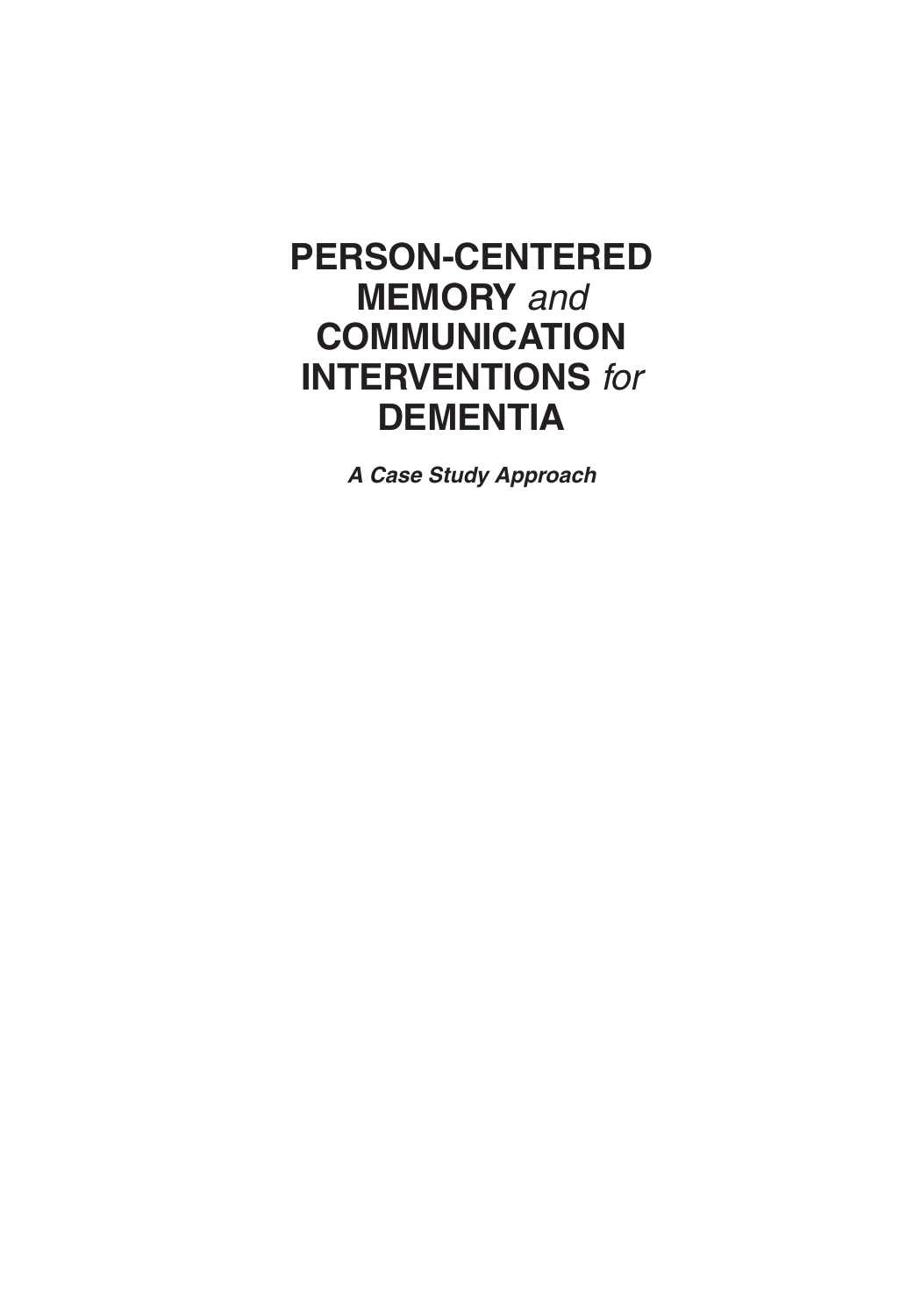# **PERSON-CENTERED MEMORY** *and* **COMMUNICATION INTERVENTIONS** *for* **DEMENTIA**

***A Case Study Approach***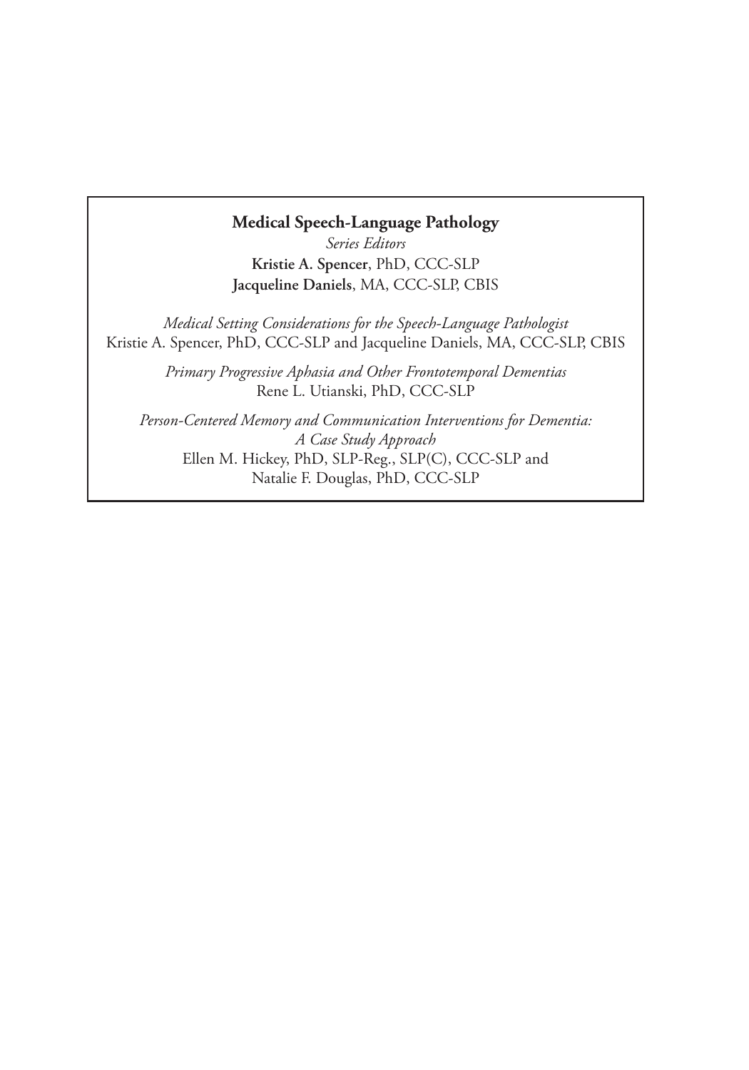**Medical Speech-Language Pathology**

*Series Editors*

**Kristie A. Spencer**, PhD, CCC-SLP

**Jacqueline Daniels**, MA, CCC-SLP, CBIS

*Medical Setting Considerations for the Speech-Language Pathologist*
Kristie A. Spencer, PhD, CCC-SLP and Jacqueline Daniels, MA, CCC-SLP, CBIS

*Primary Progressive Aphasia and Other Frontotemporal Dementias*
Rene L. Utianski, PhD, CCC-SLP

*Person-Centered Memory and Communication Interventions for Dementia: A Case Study Approach*
Ellen M. Hickey, PhD, SLP-Reg., SLP(C), CCC-SLP and
Natalie F. Douglas, PhD, CCC-SLP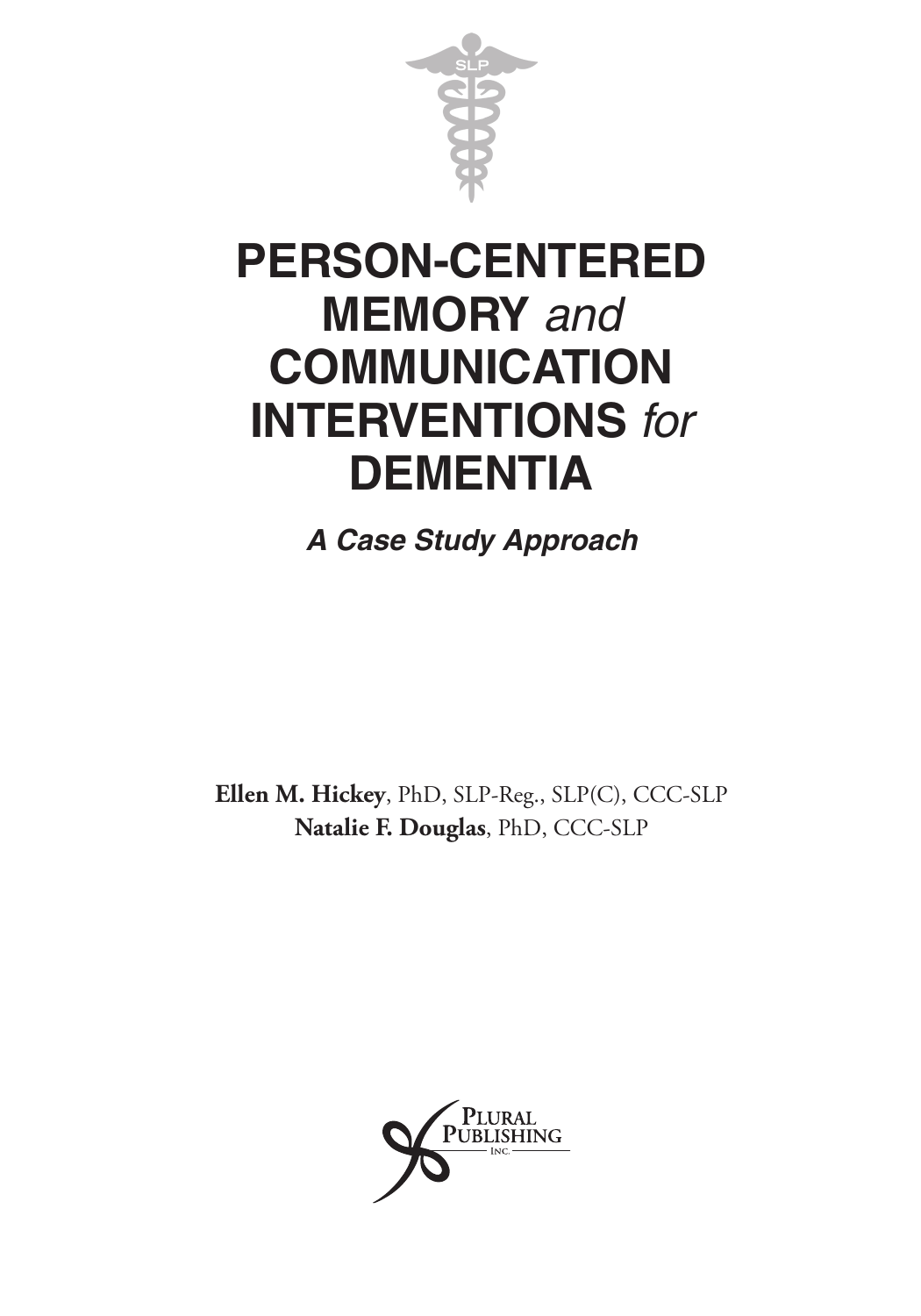# PERSON-CENTERED MEMORY *and* COMMUNICATION INTERVENTIONS *for* DEMENTIA

## *A Case Study Approach*

**Ellen M. Hickey**, PhD, SLP-Reg., SLP(C), CCC-SLP
**Natalie F. Douglas**, PhD, CCC-SLP

Plural Publishing Inc.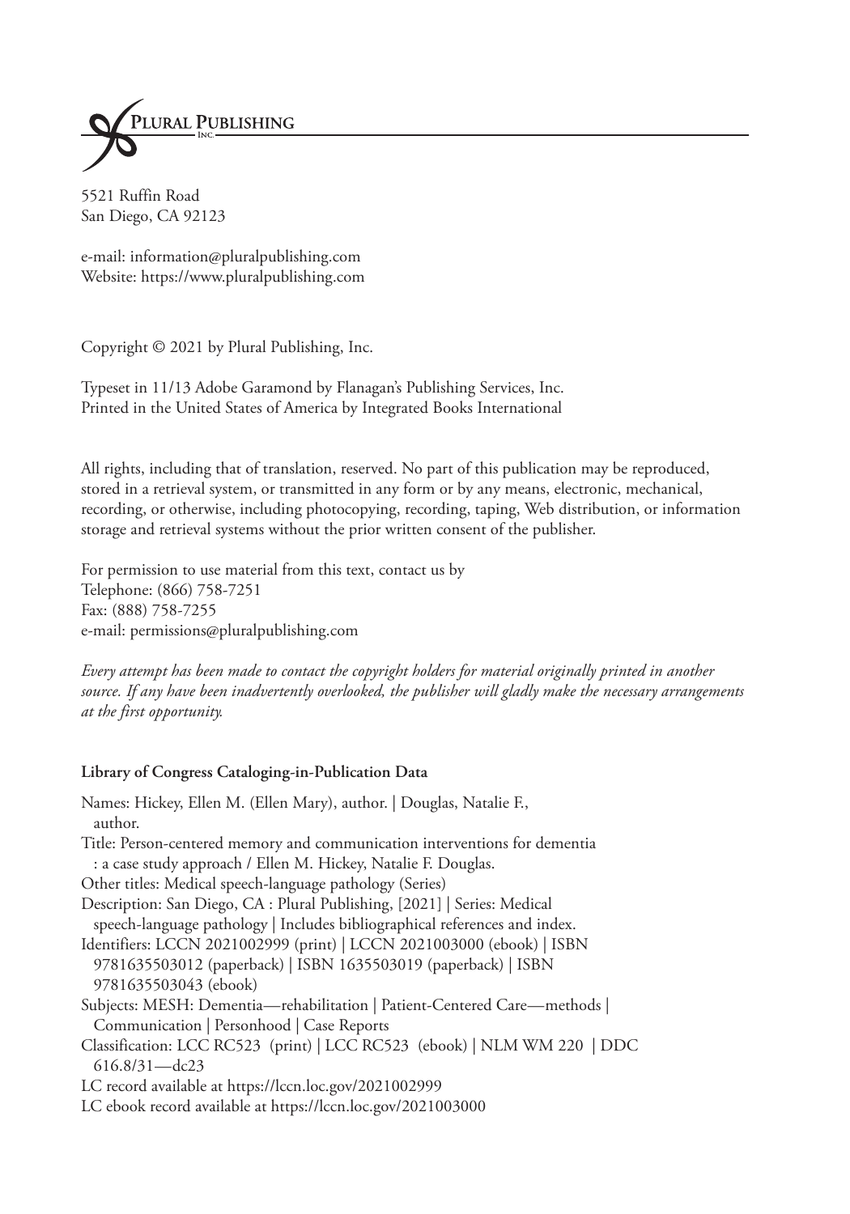Plural Publishing Inc.

5521 Ruffin Road
San Diego, CA 92123

e-mail: information@pluralpublishing.com
Website: https://www.pluralpublishing.com

Copyright © 2021 by Plural Publishing, Inc.

Typeset in 11/13 Adobe Garamond by Flanagan's Publishing Services, Inc.
Printed in the United States of America by Integrated Books International

All rights, including that of translation, reserved. No part of this publication may be reproduced, stored in a retrieval system, or transmitted in any form or by any means, electronic, mechanical, recording, or otherwise, including photocopying, recording, taping, Web distribution, or information storage and retrieval systems without the prior written consent of the publisher.

For permission to use material from this text, contact us by
Telephone: (866) 758-7251
Fax: (888) 758-7255
e-mail: permissions@pluralpublishing.com

*Every attempt has been made to contact the copyright holders for material originally printed in another source. If any have been inadvertently overlooked, the publisher will gladly make the necessary arrangements at the first opportunity.*

**Library of Congress Cataloging-in-Publication Data**

Names: Hickey, Ellen M. (Ellen Mary), author. | Douglas, Natalie F., author.
Title: Person-centered memory and communication interventions for dementia : a case study approach / Ellen M. Hickey, Natalie F. Douglas.
Other titles: Medical speech-language pathology (Series)
Description: San Diego, CA : Plural Publishing, [2021] | Series: Medical speech-language pathology | Includes bibliographical references and index.
Identifiers: LCCN 2021002999 (print) | LCCN 2021003000 (ebook) | ISBN 9781635503012 (paperback) | ISBN 1635503019 (paperback) | ISBN 9781635503043 (ebook)
Subjects: MESH: Dementia—rehabilitation | Patient-Centered Care—methods | Communication | Personhood | Case Reports
Classification: LCC RC523 (print) | LCC RC523 (ebook) | NLM WM 220 | DDC 616.8/31—dc23
LC record available at https://lccn.loc.gov/2021002999
LC ebook record available at https://lccn.loc.gov/2021003000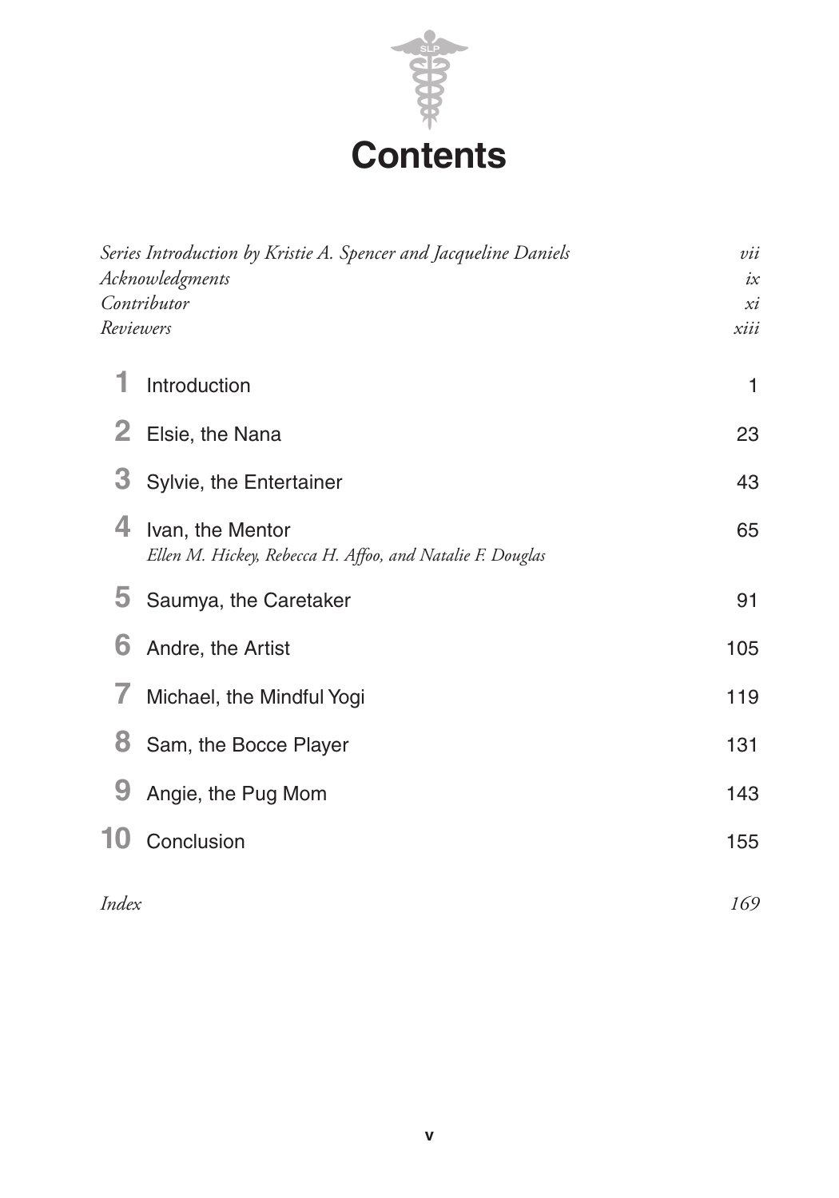# Contents

| | |
|---|---|
| *Series Introduction by Kristie A. Spencer and Jacqueline Daniels* | *vii* |
| *Acknowledgments* | *ix* |
| *Contributor* | *xi* |
| *Reviewers* | *xiii* |
| **1** Introduction | 1 |
| **2** Elsie, the Nana | 23 |
| **3** Sylvie, the Entertainer | 43 |
| **4** Ivan, the Mentor<br>*Ellen M. Hickey, Rebecca H. Affoo, and Natalie F. Douglas* | 65 |
| **5** Saumya, the Caretaker | 91 |
| **6** Andre, the Artist | 105 |
| **7** Michael, the Mindful Yogi | 119 |
| **8** Sam, the Bocce Player | 131 |
| **9** Angie, the Pug Mom | 143 |
| **10** Conclusion | 155 |
| *Index* | *169* |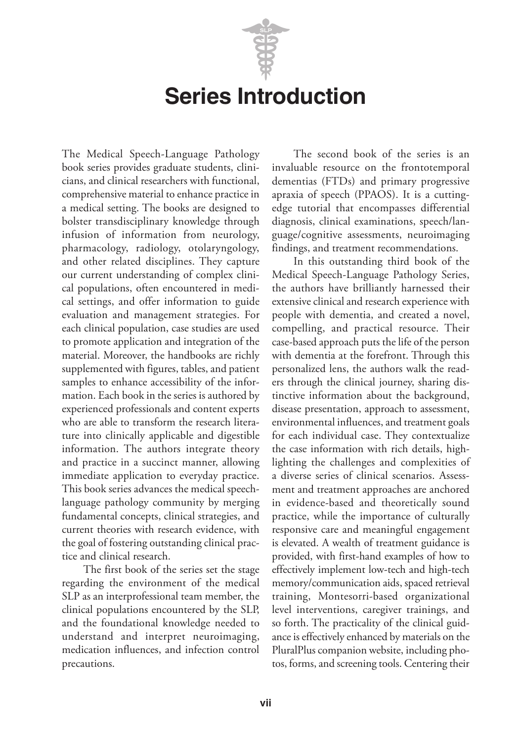# Series Introduction

The Medical Speech-Language Pathology book series provides graduate students, clinicians, and clinical researchers with functional, comprehensive material to enhance practice in a medical setting. The books are designed to bolster transdisciplinary knowledge through infusion of information from neurology, pharmacology, radiology, otolaryngology, and other related disciplines. They capture our current understanding of complex clinical populations, often encountered in medical settings, and offer information to guide evaluation and management strategies. For each clinical population, case studies are used to promote application and integration of the material. Moreover, the handbooks are richly supplemented with figures, tables, and patient samples to enhance accessibility of the information. Each book in the series is authored by experienced professionals and content experts who are able to transform the research literature into clinically applicable and digestible information. The authors integrate theory and practice in a succinct manner, allowing immediate application to everyday practice. This book series advances the medical speech-language pathology community by merging fundamental concepts, clinical strategies, and current theories with research evidence, with the goal of fostering outstanding clinical practice and clinical research.

The first book of the series set the stage regarding the environment of the medical SLP as an interprofessional team member, the clinical populations encountered by the SLP, and the foundational knowledge needed to understand and interpret neuroimaging, medication influences, and infection control precautions.

The second book of the series is an invaluable resource on the frontotemporal dementias (FTDs) and primary progressive apraxia of speech (PPAOS). It is a cutting-edge tutorial that encompasses differential diagnosis, clinical examinations, speech/language/cognitive assessments, neuroimaging findings, and treatment recommendations.

In this outstanding third book of the Medical Speech-Language Pathology Series, the authors have brilliantly harnessed their extensive clinical and research experience with people with dementia, and created a novel, compelling, and practical resource. Their case-based approach puts the life of the person with dementia at the forefront. Through this personalized lens, the authors walk the readers through the clinical journey, sharing distinctive information about the background, disease presentation, approach to assessment, environmental influences, and treatment goals for each individual case. They contextualize the case information with rich details, highlighting the challenges and complexities of a diverse series of clinical scenarios. Assessment and treatment approaches are anchored in evidence-based and theoretically sound practice, while the importance of culturally responsive care and meaningful engagement is elevated. A wealth of treatment guidance is provided, with first-hand examples of how to effectively implement low-tech and high-tech memory/communication aids, spaced retrieval training, Montesorri-based organizational level interventions, caregiver trainings, and so forth. The practicality of the clinical guidance is effectively enhanced by materials on the PluralPlus companion website, including photos, forms, and screening tools. Centering their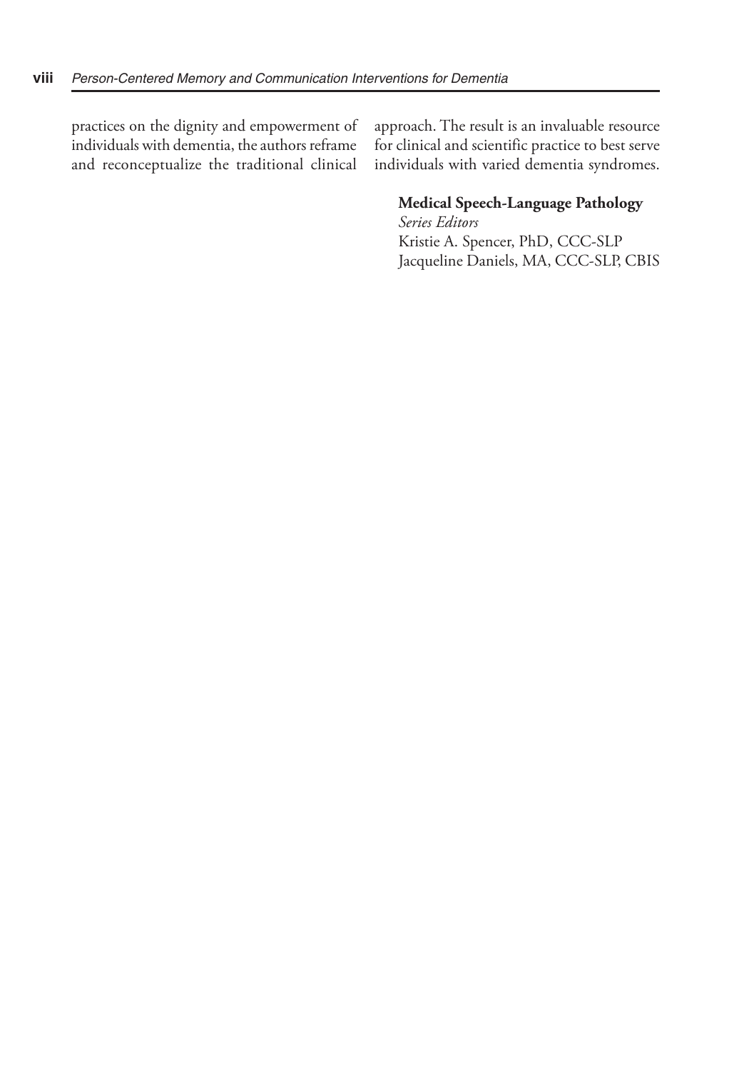practices on the dignity and empowerment of individuals with dementia, the authors reframe and reconceptualize the traditional clinical approach. The result is an invaluable resource for clinical and scientific practice to best serve individuals with varied dementia syndromes.

**Medical Speech-Language Pathology**
*Series Editors*
Kristie A. Spencer, PhD, CCC-SLP
Jacqueline Daniels, MA, CCC-SLP, CBIS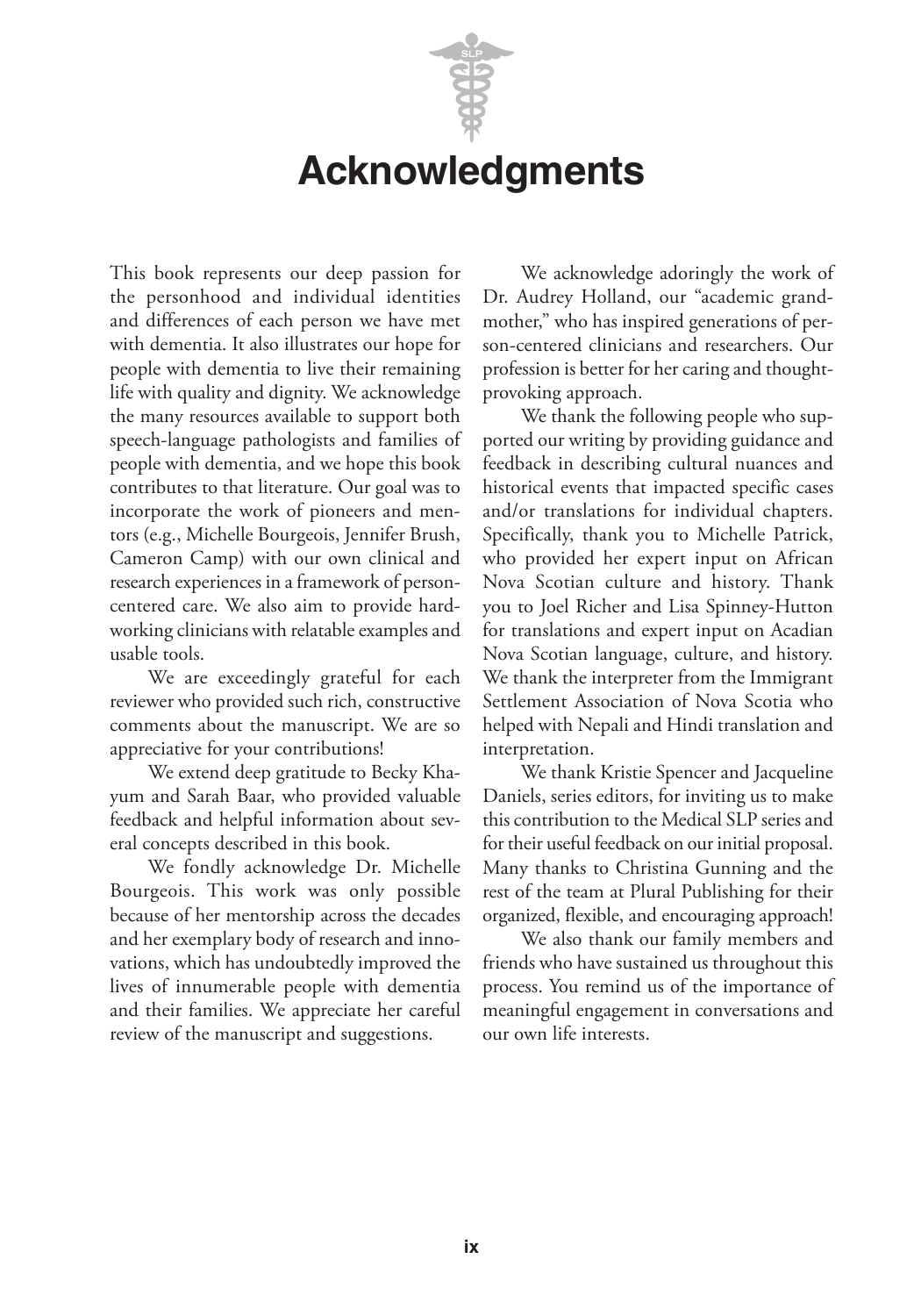# Acknowledgments

This book represents our deep passion for the personhood and individual identities and differences of each person we have met with dementia. It also illustrates our hope for people with dementia to live their remaining life with quality and dignity. We acknowledge the many resources available to support both speech-language pathologists and families of people with dementia, and we hope this book contributes to that literature. Our goal was to incorporate the work of pioneers and mentors (e.g., Michelle Bourgeois, Jennifer Brush, Cameron Camp) with our own clinical and research experiences in a framework of person-centered care. We also aim to provide hard-working clinicians with relatable examples and usable tools.

We are exceedingly grateful for each reviewer who provided such rich, constructive comments about the manuscript. We are so appreciative for your contributions!

We extend deep gratitude to Becky Khayum and Sarah Baar, who provided valuable feedback and helpful information about several concepts described in this book.

We fondly acknowledge Dr. Michelle Bourgeois. This work was only possible because of her mentorship across the decades and her exemplary body of research and innovations, which has undoubtedly improved the lives of innumerable people with dementia and their families. We appreciate her careful review of the manuscript and suggestions.

We acknowledge adoringly the work of Dr. Audrey Holland, our "academic grandmother," who has inspired generations of person-centered clinicians and researchers. Our profession is better for her caring and thought-provoking approach.

We thank the following people who supported our writing by providing guidance and feedback in describing cultural nuances and historical events that impacted specific cases and/or translations for individual chapters. Specifically, thank you to Michelle Patrick, who provided her expert input on African Nova Scotian culture and history. Thank you to Joel Richer and Lisa Spinney-Hutton for translations and expert input on Acadian Nova Scotian language, culture, and history. We thank the interpreter from the Immigrant Settlement Association of Nova Scotia who helped with Nepali and Hindi translation and interpretation.

We thank Kristie Spencer and Jacqueline Daniels, series editors, for inviting us to make this contribution to the Medical SLP series and for their useful feedback on our initial proposal. Many thanks to Christina Gunning and the rest of the team at Plural Publishing for their organized, flexible, and encouraging approach!

We also thank our family members and friends who have sustained us throughout this process. You remind us of the importance of meaningful engagement in conversations and our own life interests.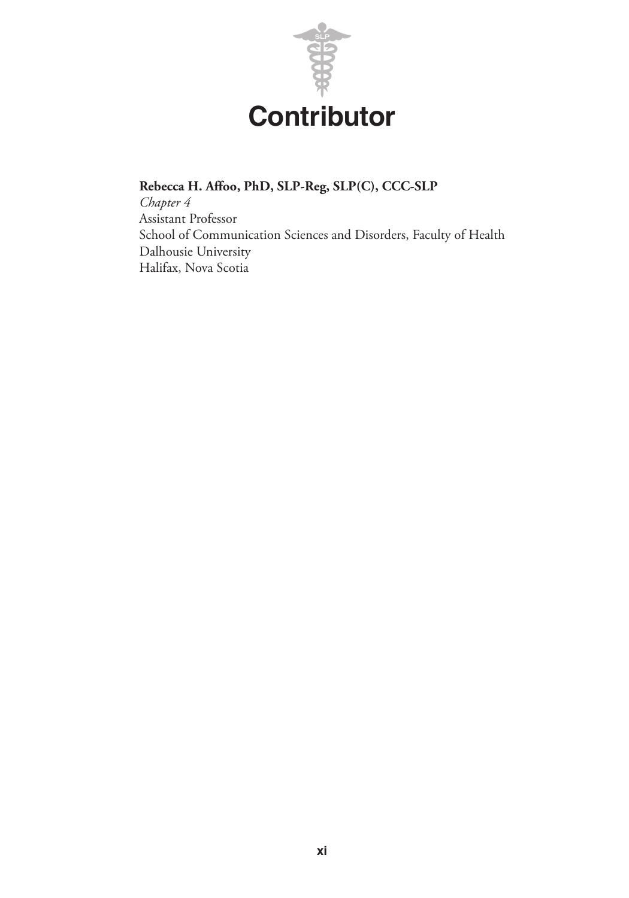# Contributor

**Rebecca H. Affoo, PhD, SLP-Reg, SLP(C), CCC-SLP**
*Chapter 4*
Assistant Professor
School of Communication Sciences and Disorders, Faculty of Health
Dalhousie University
Halifax, Nova Scotia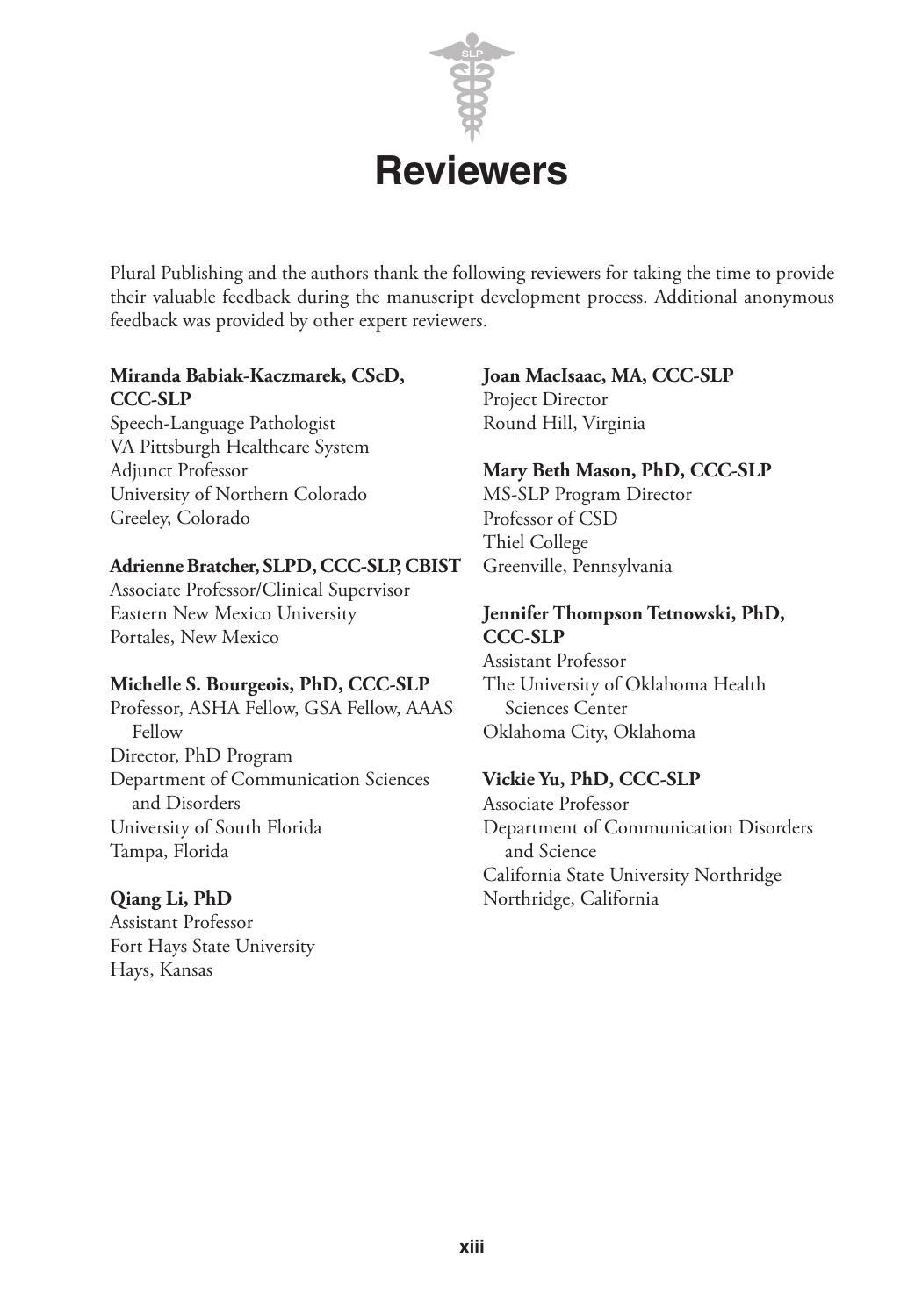# Reviewers

Plural Publishing and the authors thank the following reviewers for taking the time to provide their valuable feedback during the manuscript development process. Additional anonymous feedback was provided by other expert reviewers.

**Miranda Babiak-Kaczmarek, CScD, CCC-SLP**
Speech-Language Pathologist
VA Pittsburgh Healthcare System
Adjunct Professor
University of Northern Colorado
Greeley, Colorado

**Adrienne Bratcher, SLPD, CCC-SLP, CBIST**
Associate Professor/Clinical Supervisor
Eastern New Mexico University
Portales, New Mexico

**Michelle S. Bourgeois, PhD, CCC-SLP**
Professor, ASHA Fellow, GSA Fellow, AAAS Fellow
Director, PhD Program
Department of Communication Sciences and Disorders
University of South Florida
Tampa, Florida

**Qiang Li, PhD**
Assistant Professor
Fort Hays State University
Hays, Kansas

**Joan MacIsaac, MA, CCC-SLP**
Project Director
Round Hill, Virginia

**Mary Beth Mason, PhD, CCC-SLP**
MS-SLP Program Director
Professor of CSD
Thiel College
Greenville, Pennsylvania

**Jennifer Thompson Tetnowski, PhD, CCC-SLP**
Assistant Professor
The University of Oklahoma Health Sciences Center
Oklahoma City, Oklahoma

**Vickie Yu, PhD, CCC-SLP**
Associate Professor
Department of Communication Disorders and Science
California State University Northridge
Northridge, California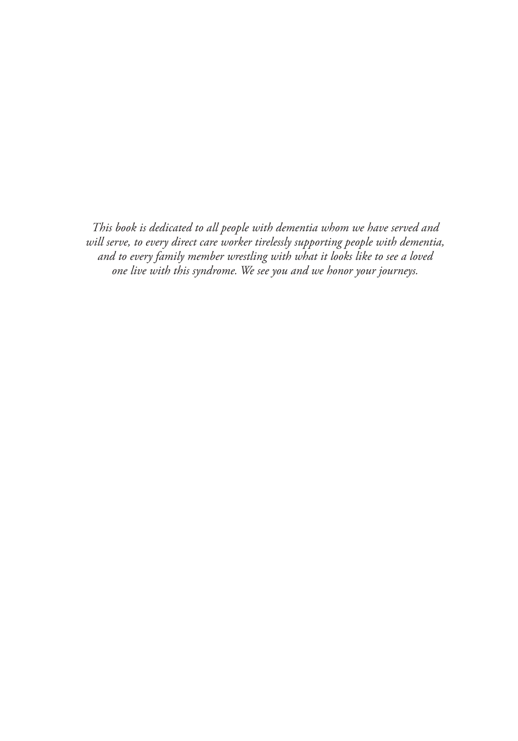*This book is dedicated to all people with dementia whom we have served and will serve, to every direct care worker tirelessly supporting people with dementia, and to every family member wrestling with what it looks like to see a loved one live with this syndrome. We see you and we honor your journeys.*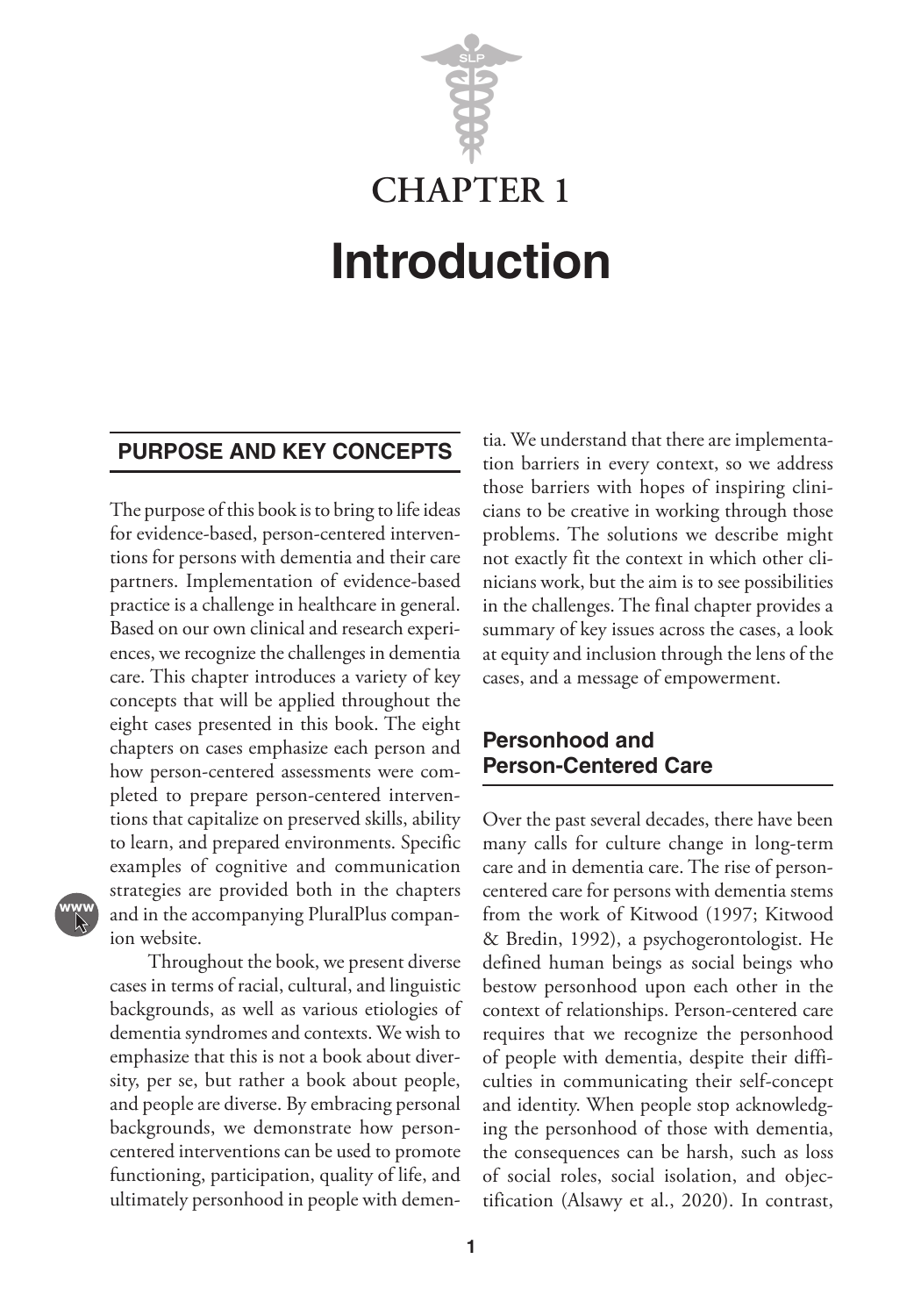# CHAPTER 1

# Introduction

## PURPOSE AND KEY CONCEPTS

The purpose of this book is to bring to life ideas for evidence-based, person-centered interventions for persons with dementia and their care partners. Implementation of evidence-based practice is a challenge in healthcare in general. Based on our own clinical and research experiences, we recognize the challenges in dementia care. This chapter introduces a variety of key concepts that will be applied throughout the eight cases presented in this book. The eight chapters on cases emphasize each person and how person-centered assessments were completed to prepare person-centered interventions that capitalize on preserved skills, ability to learn, and prepared environments. Specific examples of cognitive and communication strategies are provided both in the chapters and in the accompanying PluralPlus companion website.

Throughout the book, we present diverse cases in terms of racial, cultural, and linguistic backgrounds, as well as various etiologies of dementia syndromes and contexts. We wish to emphasize that this is not a book about diversity, per se, but rather a book about people, and people are diverse. By embracing personal backgrounds, we demonstrate how person-centered interventions can be used to promote functioning, participation, quality of life, and ultimately personhood in people with dementia. We understand that there are implementation barriers in every context, so we address those barriers with hopes of inspiring clinicians to be creative in working through those problems. The solutions we describe might not exactly fit the context in which other clinicians work, but the aim is to see possibilities in the challenges. The final chapter provides a summary of key issues across the cases, a look at equity and inclusion through the lens of the cases, and a message of empowerment.

### Personhood and Person-Centered Care

Over the past several decades, there have been many calls for culture change in long-term care and in dementia care. The rise of person-centered care for persons with dementia stems from the work of Kitwood (1997; Kitwood & Bredin, 1992), a psychogerontologist. He defined human beings as social beings who bestow personhood upon each other in the context of relationships. Person-centered care requires that we recognize the personhood of people with dementia, despite their difficulties in communicating their self-concept and identity. When people stop acknowledging the personhood of those with dementia, the consequences can be harsh, such as loss of social roles, social isolation, and objectification (Alsawy et al., 2020). In contrast,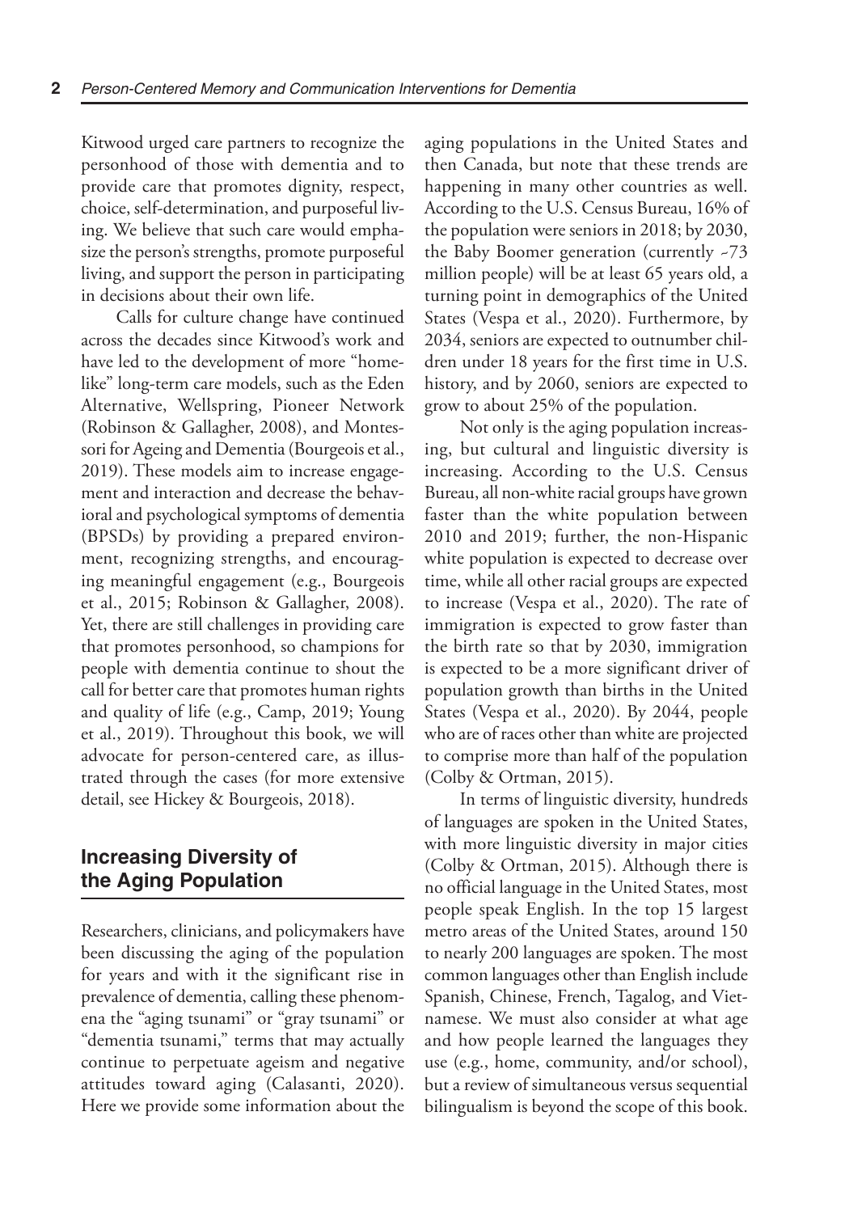Kitwood urged care partners to recognize the personhood of those with dementia and to provide care that promotes dignity, respect, choice, self-determination, and purposeful living. We believe that such care would emphasize the person's strengths, promote purposeful living, and support the person in participating in decisions about their own life.

Calls for culture change have continued across the decades since Kitwood's work and have led to the development of more "homelike" long-term care models, such as the Eden Alternative, Wellspring, Pioneer Network (Robinson & Gallagher, 2008), and Montessori for Ageing and Dementia (Bourgeois et al., 2019). These models aim to increase engagement and interaction and decrease the behavioral and psychological symptoms of dementia (BPSDs) by providing a prepared environment, recognizing strengths, and encouraging meaningful engagement (e.g., Bourgeois et al., 2015; Robinson & Gallagher, 2008). Yet, there are still challenges in providing care that promotes personhood, so champions for people with dementia continue to shout the call for better care that promotes human rights and quality of life (e.g., Camp, 2019; Young et al., 2019). Throughout this book, we will advocate for person-centered care, as illustrated through the cases (for more extensive detail, see Hickey & Bourgeois, 2018).

## Increasing Diversity of the Aging Population

Researchers, clinicians, and policymakers have been discussing the aging of the population for years and with it the significant rise in prevalence of dementia, calling these phenomena the "aging tsunami" or "gray tsunami" or "dementia tsunami," terms that may actually continue to perpetuate ageism and negative attitudes toward aging (Calasanti, 2020). Here we provide some information about the aging populations in the United States and then Canada, but note that these trends are happening in many other countries as well. According to the U.S. Census Bureau, 16% of the population were seniors in 2018; by 2030, the Baby Boomer generation (currently ~73 million people) will be at least 65 years old, a turning point in demographics of the United States (Vespa et al., 2020). Furthermore, by 2034, seniors are expected to outnumber children under 18 years for the first time in U.S. history, and by 2060, seniors are expected to grow to about 25% of the population.

Not only is the aging population increasing, but cultural and linguistic diversity is increasing. According to the U.S. Census Bureau, all non-white racial groups have grown faster than the white population between 2010 and 2019; further, the non-Hispanic white population is expected to decrease over time, while all other racial groups are expected to increase (Vespa et al., 2020). The rate of immigration is expected to grow faster than the birth rate so that by 2030, immigration is expected to be a more significant driver of population growth than births in the United States (Vespa et al., 2020). By 2044, people who are of races other than white are projected to comprise more than half of the population (Colby & Ortman, 2015).

In terms of linguistic diversity, hundreds of languages are spoken in the United States, with more linguistic diversity in major cities (Colby & Ortman, 2015). Although there is no official language in the United States, most people speak English. In the top 15 largest metro areas of the United States, around 150 to nearly 200 languages are spoken. The most common languages other than English include Spanish, Chinese, French, Tagalog, and Vietnamese. We must also consider at what age and how people learned the languages they use (e.g., home, community, and/or school), but a review of simultaneous versus sequential bilingualism is beyond the scope of this book.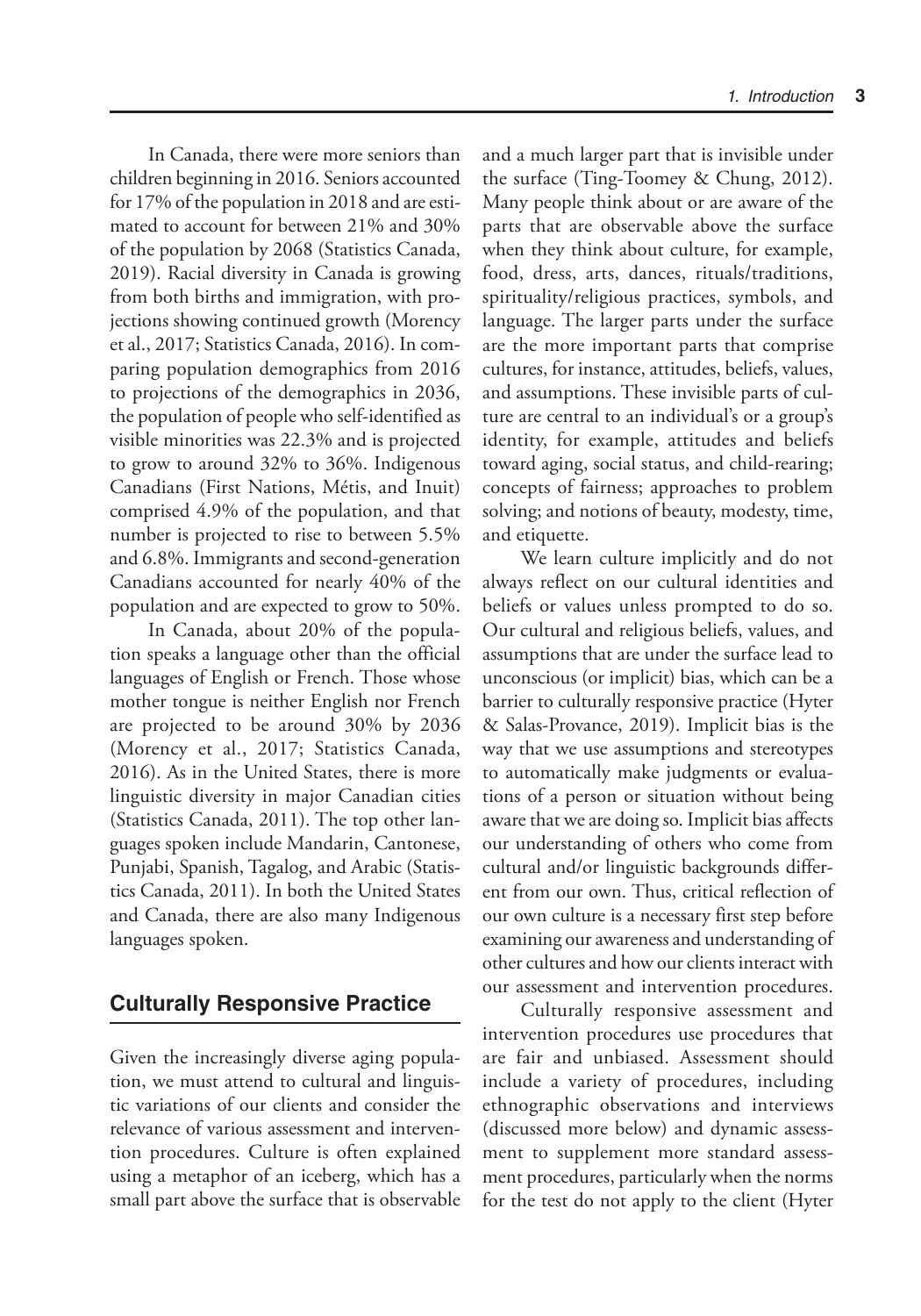In Canada, there were more seniors than children beginning in 2016. Seniors accounted for 17% of the population in 2018 and are estimated to account for between 21% and 30% of the population by 2068 (Statistics Canada, 2019). Racial diversity in Canada is growing from both births and immigration, with projections showing continued growth (Morency et al., 2017; Statistics Canada, 2016). In comparing population demographics from 2016 to projections of the demographics in 2036, the population of people who self-identified as visible minorities was 22.3% and is projected to grow to around 32% to 36%. Indigenous Canadians (First Nations, Métis, and Inuit) comprised 4.9% of the population, and that number is projected to rise to between 5.5% and 6.8%. Immigrants and second-generation Canadians accounted for nearly 40% of the population and are expected to grow to 50%.

In Canada, about 20% of the population speaks a language other than the official languages of English or French. Those whose mother tongue is neither English nor French are projected to be around 30% by 2036 (Morency et al., 2017; Statistics Canada, 2016). As in the United States, there is more linguistic diversity in major Canadian cities (Statistics Canada, 2011). The top other languages spoken include Mandarin, Cantonese, Punjabi, Spanish, Tagalog, and Arabic (Statistics Canada, 2011). In both the United States and Canada, there are also many Indigenous languages spoken.

## Culturally Responsive Practice

Given the increasingly diverse aging population, we must attend to cultural and linguistic variations of our clients and consider the relevance of various assessment and intervention procedures. Culture is often explained using a metaphor of an iceberg, which has a small part above the surface that is observable and a much larger part that is invisible under the surface (Ting-Toomey & Chung, 2012). Many people think about or are aware of the parts that are observable above the surface when they think about culture, for example, food, dress, arts, dances, rituals/traditions, spirituality/religious practices, symbols, and language. The larger parts under the surface are the more important parts that comprise cultures, for instance, attitudes, beliefs, values, and assumptions. These invisible parts of culture are central to an individual's or a group's identity, for example, attitudes and beliefs toward aging, social status, and child-rearing; concepts of fairness; approaches to problem solving; and notions of beauty, modesty, time, and etiquette.

We learn culture implicitly and do not always reflect on our cultural identities and beliefs or values unless prompted to do so. Our cultural and religious beliefs, values, and assumptions that are under the surface lead to unconscious (or implicit) bias, which can be a barrier to culturally responsive practice (Hyter & Salas-Provance, 2019). Implicit bias is the way that we use assumptions and stereotypes to automatically make judgments or evaluations of a person or situation without being aware that we are doing so. Implicit bias affects our understanding of others who come from cultural and/or linguistic backgrounds different from our own. Thus, critical reflection of our own culture is a necessary first step before examining our awareness and understanding of other cultures and how our clients interact with our assessment and intervention procedures.

Culturally responsive assessment and intervention procedures use procedures that are fair and unbiased. Assessment should include a variety of procedures, including ethnographic observations and interviews (discussed more below) and dynamic assessment to supplement more standard assessment procedures, particularly when the norms for the test do not apply to the client (Hyter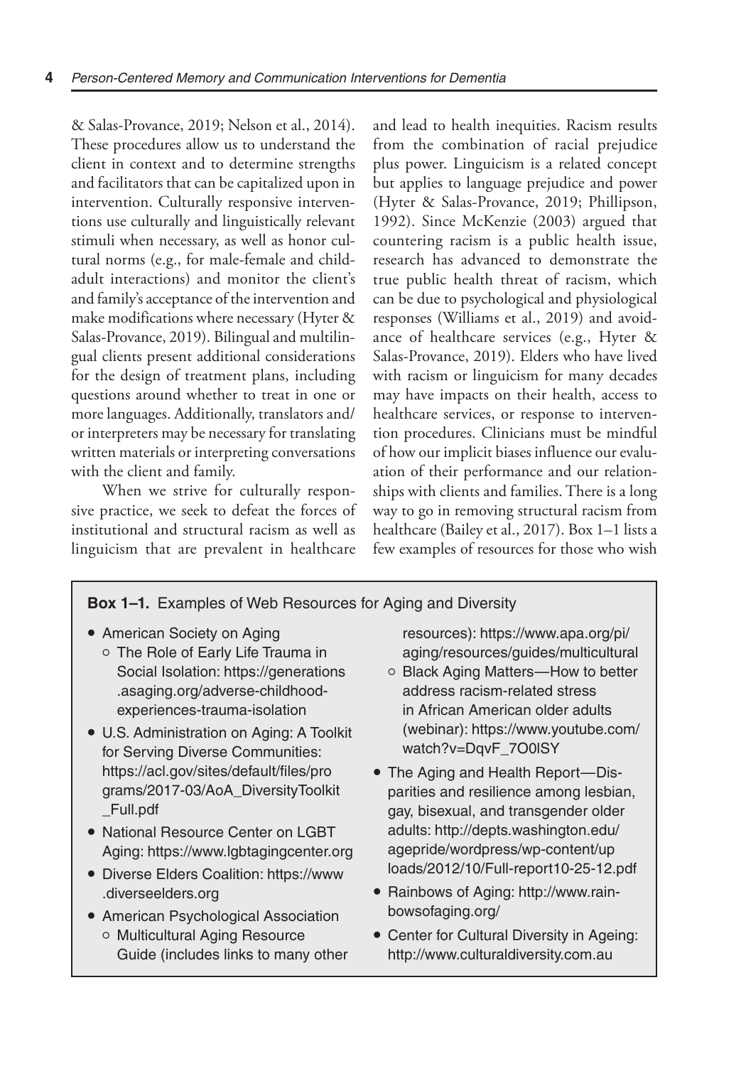& Salas-Provance, 2019; Nelson et al., 2014). These procedures allow us to understand the client in context and to determine strengths and facilitators that can be capitalized upon in intervention. Culturally responsive interventions use culturally and linguistically relevant stimuli when necessary, as well as honor cultural norms (e.g., for male-female and child-adult interactions) and monitor the client's and family's acceptance of the intervention and make modifications where necessary (Hyter & Salas-Provance, 2019). Bilingual and multilingual clients present additional considerations for the design of treatment plans, including questions around whether to treat in one or more languages. Additionally, translators and/or interpreters may be necessary for translating written materials or interpreting conversations with the client and family.

When we strive for culturally responsive practice, we seek to defeat the forces of institutional and structural racism as well as linguicism that are prevalent in healthcare and lead to health inequities. Racism results from the combination of racial prejudice plus power. Linguicism is a related concept but applies to language prejudice and power (Hyter & Salas-Provance, 2019; Phillipson, 1992). Since McKenzie (2003) argued that countering racism is a public health issue, research has advanced to demonstrate the true public health threat of racism, which can be due to psychological and physiological responses (Williams et al., 2019) and avoidance of healthcare services (e.g., Hyter & Salas-Provance, 2019). Elders who have lived with racism or linguicism for many decades may have impacts on their health, access to healthcare services, or response to intervention procedures. Clinicians must be mindful of how our implicit biases influence our evaluation of their performance and our relationships with clients and families. There is a long way to go in removing structural racism from healthcare (Bailey et al., 2017). Box 1–1 lists a few examples of resources for those who wish

**Box 1–1.** Examples of Web Resources for Aging and Diversity

- American Society on Aging
  - The Role of Early Life Trauma in Social Isolation: https://generations.asaging.org/adverse-childhood-experiences-trauma-isolation
- U.S. Administration on Aging: A Toolkit for Serving Diverse Communities: https://acl.gov/sites/default/files/programs/2017-03/AoA_DiversityToolkit_Full.pdf
- National Resource Center on LGBT Aging: https://www.lgbtagingcenter.org
- Diverse Elders Coalition: https://www.diverseelders.org
- American Psychological Association
  - Multicultural Aging Resource Guide (includes links to many other resources): https://www.apa.org/pi/aging/resources/guides/multicultural
  - Black Aging Matters—How to better address racism-related stress in African American older adults (webinar): https://www.youtube.com/watch?v=DqvF_7O0lSY
- The Aging and Health Report—Disparities and resilience among lesbian, gay, bisexual, and transgender older adults: http://depts.washington.edu/agepride/wordpress/wp-content/uploads/2012/10/Full-report10-25-12.pdf
- Rainbows of Aging: http://www.rainbowsofaging.org/
- Center for Cultural Diversity in Ageing: http://www.culturaldiversity.com.au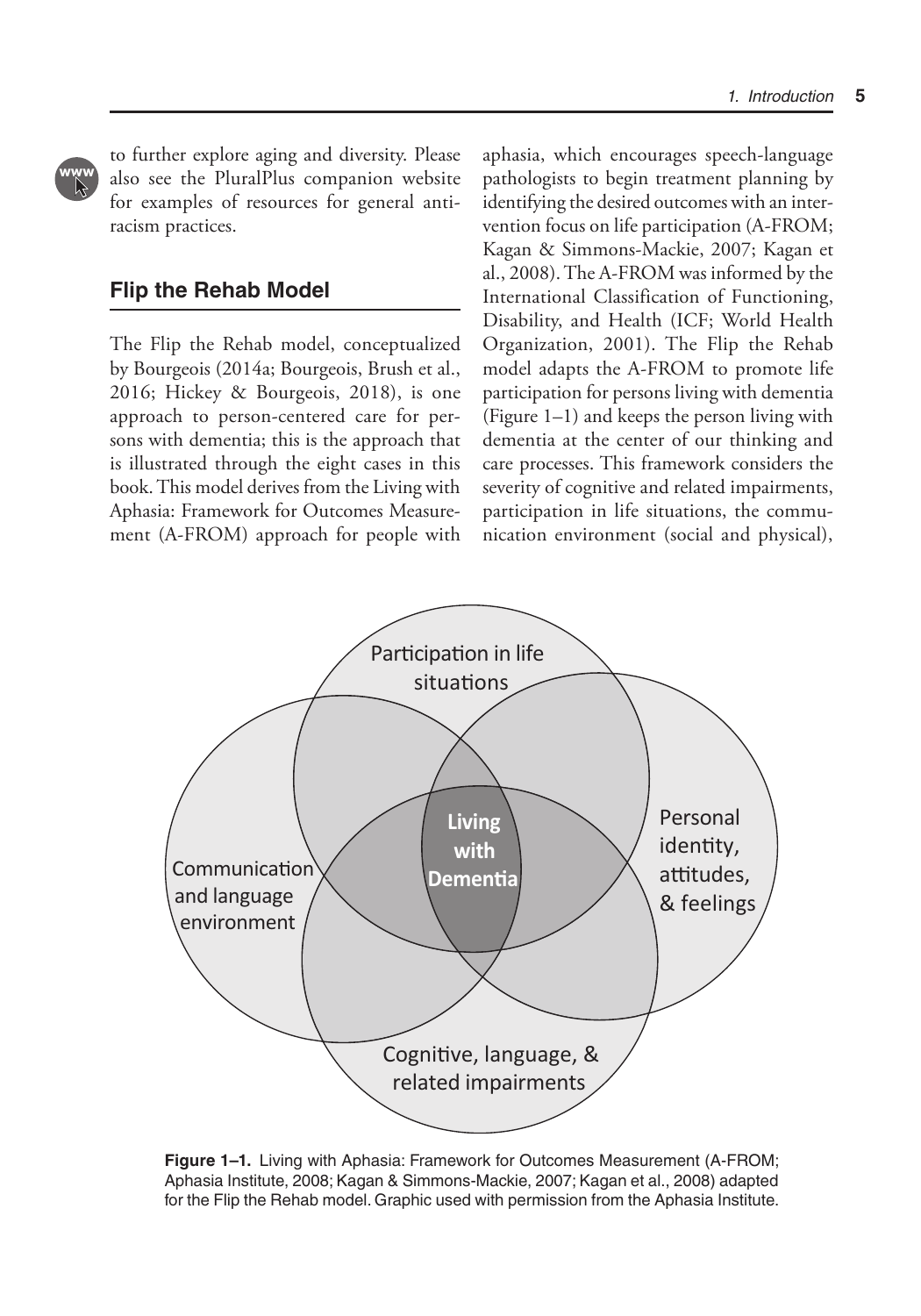to further explore aging and diversity. Please also see the PluralPlus companion website for examples of resources for general antiracism practices.

## Flip the Rehab Model

The Flip the Rehab model, conceptualized by Bourgeois (2014a; Bourgeois, Brush et al., 2016; Hickey & Bourgeois, 2018), is one approach to person-centered care for persons with dementia; this is the approach that is illustrated through the eight cases in this book. This model derives from the Living with Aphasia: Framework for Outcomes Measurement (A-FROM) approach for people with aphasia, which encourages speech-language pathologists to begin treatment planning by identifying the desired outcomes with an intervention focus on life participation (A-FROM; Kagan & Simmons-Mackie, 2007; Kagan et al., 2008). The A-FROM was informed by the International Classification of Functioning, Disability, and Health (ICF; World Health Organization, 2001). The Flip the Rehab model adapts the A-FROM to promote life participation for persons living with dementia (Figure 1–1) and keeps the person living with dementia at the center of our thinking and care processes. This framework considers the severity of cognitive and related impairments, participation in life situations, the communication environment (social and physical),

Participation in life situations

Communication and language environment

Living with Dementia

Personal identity, attitudes, & feelings

Cognitive, language, & related impairments

**Figure 1–1.** Living with Aphasia: Framework for Outcomes Measurement (A-FROM; Aphasia Institute, 2008; Kagan & Simmons-Mackie, 2007; Kagan et al., 2008) adapted for the Flip the Rehab model. Graphic used with permission from the Aphasia Institute.